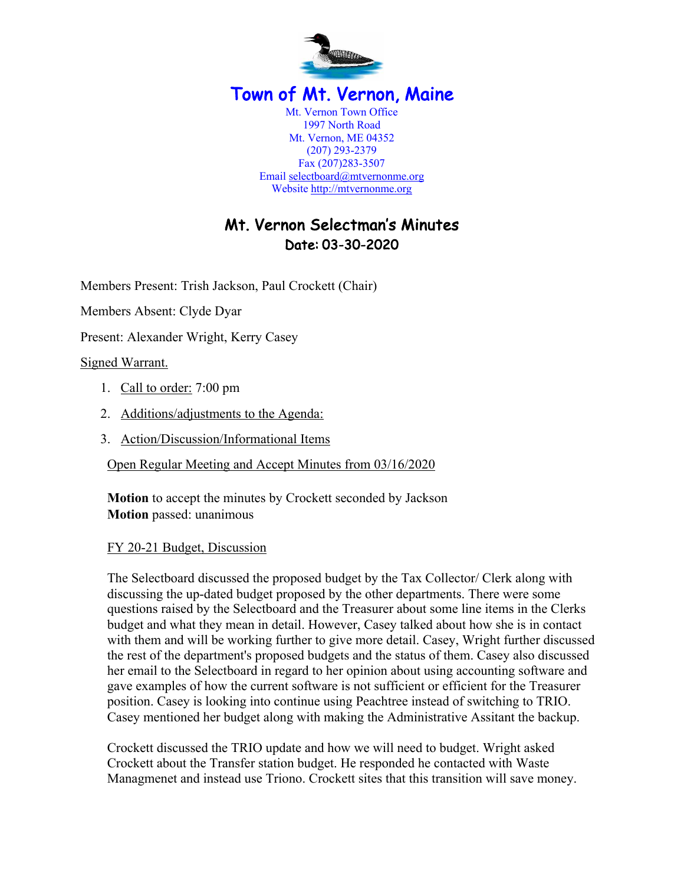# Town of Mt. Vernon, Maine

Mt. Vernon Town Office
1997 North Road
Mt. Vernon, ME 04352
(207) 293-2379
Fax (207)283-3507
Email selectboard@mtvernonme.org
Website http://mtvernonme.org

## Mt. Vernon Selectman's Minutes
### Date: 03-30-2020

Members Present: Trish Jackson, Paul Crockett (Chair)

Members Absent: Clyde Dyar

Present: Alexander Wright, Kerry Casey

Signed Warrant.

1. Call to order: 7:00 pm
2. Additions/adjustments to the Agenda:
3. Action/Discussion/Informational Items

Open Regular Meeting and Accept Minutes from 03/16/2020

**Motion** to accept the minutes by Crockett seconded by Jackson
**Motion** passed: unanimous

FY 20-21 Budget, Discussion

The Selectboard discussed the proposed budget by the Tax Collector/ Clerk along with discussing the up-dated budget proposed by the other departments. There were some questions raised by the Selectboard and the Treasurer about some line items in the Clerks budget and what they mean in detail. However, Casey talked about how she is in contact with them and will be working further to give more detail. Casey, Wright further discussed the rest of the department's proposed budgets and the status of them. Casey also discussed her email to the Selectboard in regard to her opinion about using accounting software and gave examples of how the current software is not sufficient or efficient for the Treasurer position. Casey is looking into continue using Peachtree instead of switching to TRIO. Casey mentioned her budget along with making the Administrative Assitant the backup.

Crockett discussed the TRIO update and how we will need to budget. Wright asked Crockett about the Transfer station budget. He responded he contacted with Waste Managmenet and instead use Triono. Crockett sites that this transition will save money.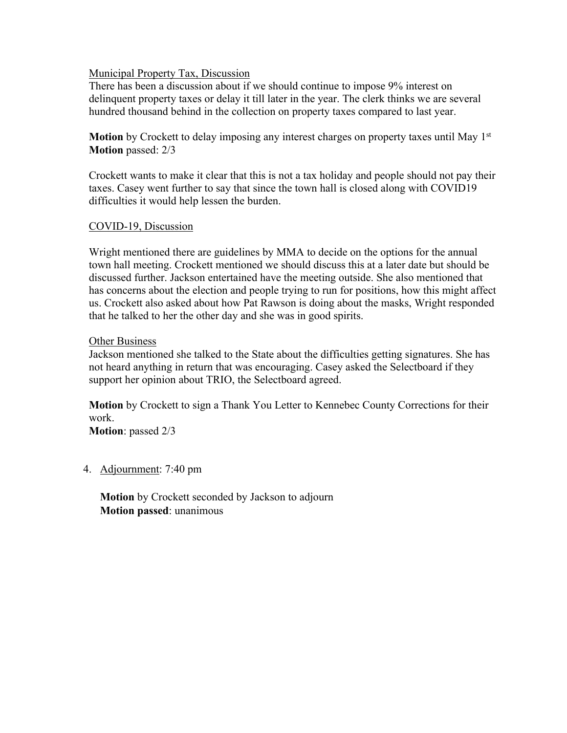Municipal Property Tax, Discussion

There has been a discussion about if we should continue to impose 9% interest on delinquent property taxes or delay it till later in the year. The clerk thinks we are several hundred thousand behind in the collection on property taxes compared to last year.

**Motion** by Crockett to delay imposing any interest charges on property taxes until May 1st
**Motion** passed: 2/3

Crockett wants to make it clear that this is not a tax holiday and people should not pay their taxes. Casey went further to say that since the town hall is closed along with COVID19 difficulties it would help lessen the burden.

COVID-19, Discussion

Wright mentioned there are guidelines by MMA to decide on the options for the annual town hall meeting. Crockett mentioned we should discuss this at a later date but should be discussed further. Jackson entertained have the meeting outside. She also mentioned that has concerns about the election and people trying to run for positions, how this might affect us. Crockett also asked about how Pat Rawson is doing about the masks, Wright responded that he talked to her the other day and she was in good spirits.

Other Business

Jackson mentioned she talked to the State about the difficulties getting signatures. She has not heard anything in return that was encouraging. Casey asked the Selectboard if they support her opinion about TRIO, the Selectboard agreed.

**Motion** by Crockett to sign a Thank You Letter to Kennebec County Corrections for their work.
**Motion**: passed 2/3

4. Adjournment: 7:40 pm

   **Motion** by Crockett seconded by Jackson to adjourn
   **Motion passed**: unanimous